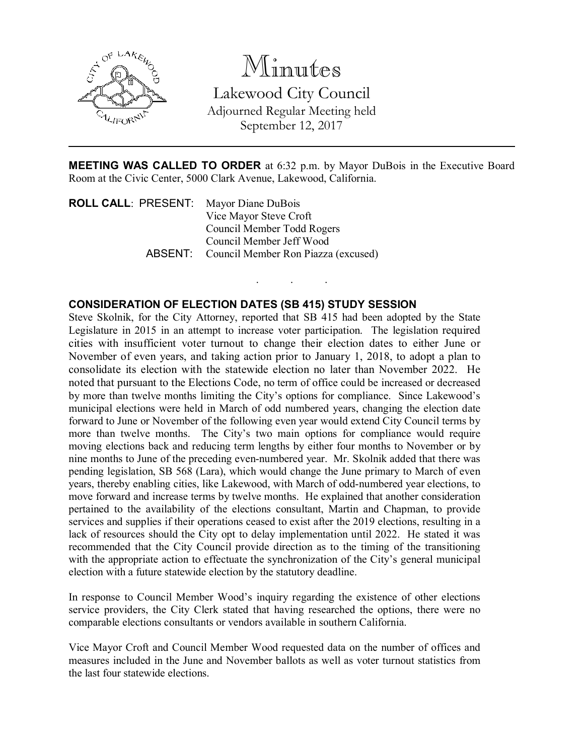# Minutes

## Lakewood City Council

Adjourned Regular Meeting held
September 12, 2017

---

**MEETING WAS CALLED TO ORDER** at 6:32 p.m. by Mayor DuBois in the Executive Board Room at the Civic Center, 5000 Clark Avenue, Lakewood, California.

**ROLL CALL**: PRESENT: Mayor Diane DuBois
Vice Mayor Steve Croft
Council Member Todd Rogers
Council Member Jeff Wood

ABSENT: Council Member Ron Piazza (excused)

. . .

**CONSIDERATION OF ELECTION DATES (SB 415) STUDY SESSION**

Steve Skolnik, for the City Attorney, reported that SB 415 had been adopted by the State Legislature in 2015 in an attempt to increase voter participation. The legislation required cities with insufficient voter turnout to change their election dates to either June or November of even years, and taking action prior to January 1, 2018, to adopt a plan to consolidate its election with the statewide election no later than November 2022. He noted that pursuant to the Elections Code, no term of office could be increased or decreased by more than twelve months limiting the City's options for compliance. Since Lakewood's municipal elections were held in March of odd numbered years, changing the election date forward to June or November of the following even year would extend City Council terms by more than twelve months. The City's two main options for compliance would require moving elections back and reducing term lengths by either four months to November or by nine months to June of the preceding even-numbered year. Mr. Skolnik added that there was pending legislation, SB 568 (Lara), which would change the June primary to March of even years, thereby enabling cities, like Lakewood, with March of odd-numbered year elections, to move forward and increase terms by twelve months. He explained that another consideration pertained to the availability of the elections consultant, Martin and Chapman, to provide services and supplies if their operations ceased to exist after the 2019 elections, resulting in a lack of resources should the City opt to delay implementation until 2022. He stated it was recommended that the City Council provide direction as to the timing of the transitioning with the appropriate action to effectuate the synchronization of the City's general municipal election with a future statewide election by the statutory deadline.

In response to Council Member Wood's inquiry regarding the existence of other elections service providers, the City Clerk stated that having researched the options, there were no comparable elections consultants or vendors available in southern California.

Vice Mayor Croft and Council Member Wood requested data on the number of offices and measures included in the June and November ballots as well as voter turnout statistics from the last four statewide elections.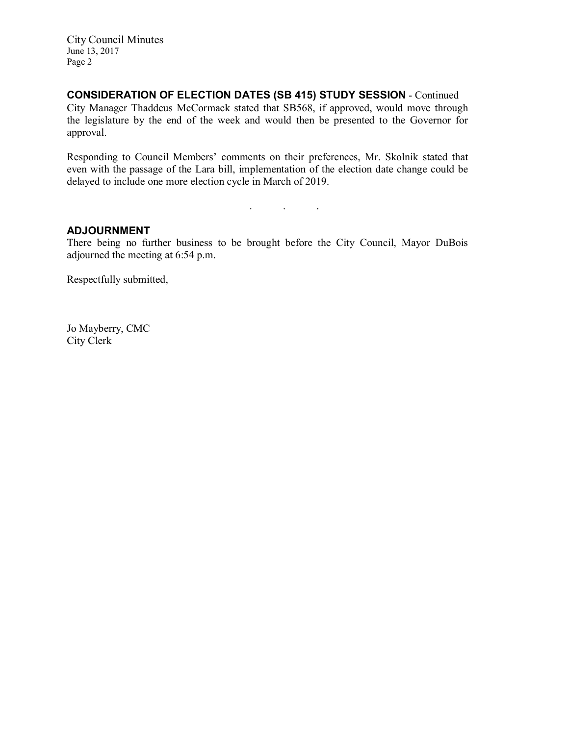**CONSIDERATION OF ELECTION DATES (SB 415) STUDY SESSION** - Continued

City Manager Thaddeus McCormack stated that SB568, if approved, would move through the legislature by the end of the week and would then be presented to the Governor for approval.

Responding to Council Members' comments on their preferences, Mr. Skolnik stated that even with the passage of the Lara bill, implementation of the election date change could be delayed to include one more election cycle in March of 2019.

. . .

## ADJOURNMENT

There being no further business to be brought before the City Council, Mayor DuBois adjourned the meeting at 6:54 p.m.

Respectfully submitted,

Jo Mayberry, CMC
City Clerk